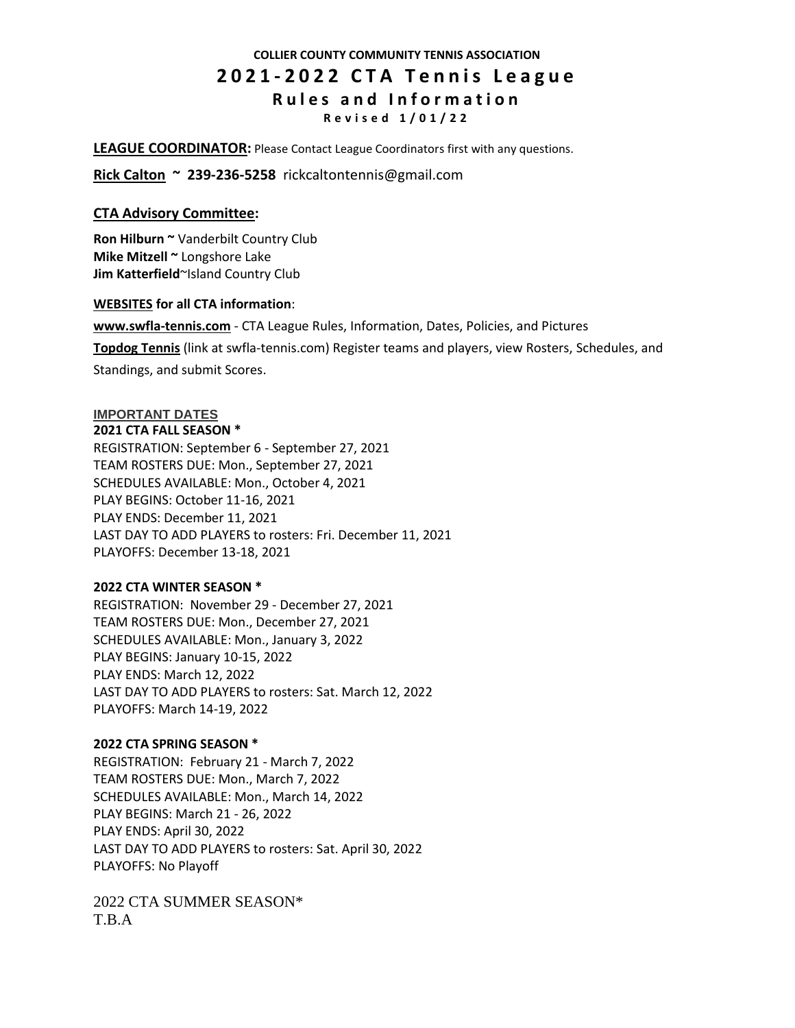**COLLIER COUNTY COMMUNITY TENNIS ASSOCIATION**

# 2021-2022 CTA Tennis League

## Rules and Information

**Revised 1/01/22**

**LEAGUE COORDINATOR:** Please Contact League Coordinators first with any questions.

**Rick Calton ~ 239-236-5258** rickcaltontennis@gmail.com

### CTA Advisory Committee:

**Ron Hilburn ~** Vanderbilt Country Club
**Mike Mitzell ~** Longshore Lake
**Jim Katterfield**~Island Country Club

**WEBSITES for all CTA information**:

**www.swfla-tennis.com** - CTA League Rules, Information, Dates, Policies, and Pictures

**Topdog Tennis** (link at swfla-tennis.com) Register teams and players, view Rosters, Schedules, and Standings, and submit Scores.

**IMPORTANT DATES**

**2021 CTA FALL SEASON ***
REGISTRATION: September 6 - September 27, 2021
TEAM ROSTERS DUE: Mon., September 27, 2021
SCHEDULES AVAILABLE: Mon., October 4, 2021
PLAY BEGINS: October 11-16, 2021
PLAY ENDS: December 11, 2021
LAST DAY TO ADD PLAYERS to rosters: Fri. December 11, 2021
PLAYOFFS: December 13-18, 2021

**2022 CTA WINTER SEASON ***
REGISTRATION: November 29 - December 27, 2021
TEAM ROSTERS DUE: Mon., December 27, 2021
SCHEDULES AVAILABLE: Mon., January 3, 2022
PLAY BEGINS: January 10-15, 2022
PLAY ENDS: March 12, 2022
LAST DAY TO ADD PLAYERS to rosters: Sat. March 12, 2022
PLAYOFFS: March 14-19, 2022

**2022 CTA SPRING SEASON ***
REGISTRATION: February 21 - March 7, 2022
TEAM ROSTERS DUE: Mon., March 7, 2022
SCHEDULES AVAILABLE: Mon., March 14, 2022
PLAY BEGINS: March 21 - 26, 2022
PLAY ENDS: April 30, 2022
LAST DAY TO ADD PLAYERS to rosters: Sat. April 30, 2022
PLAYOFFS: No Playoff

2022 CTA SUMMER SEASON*
T.B.A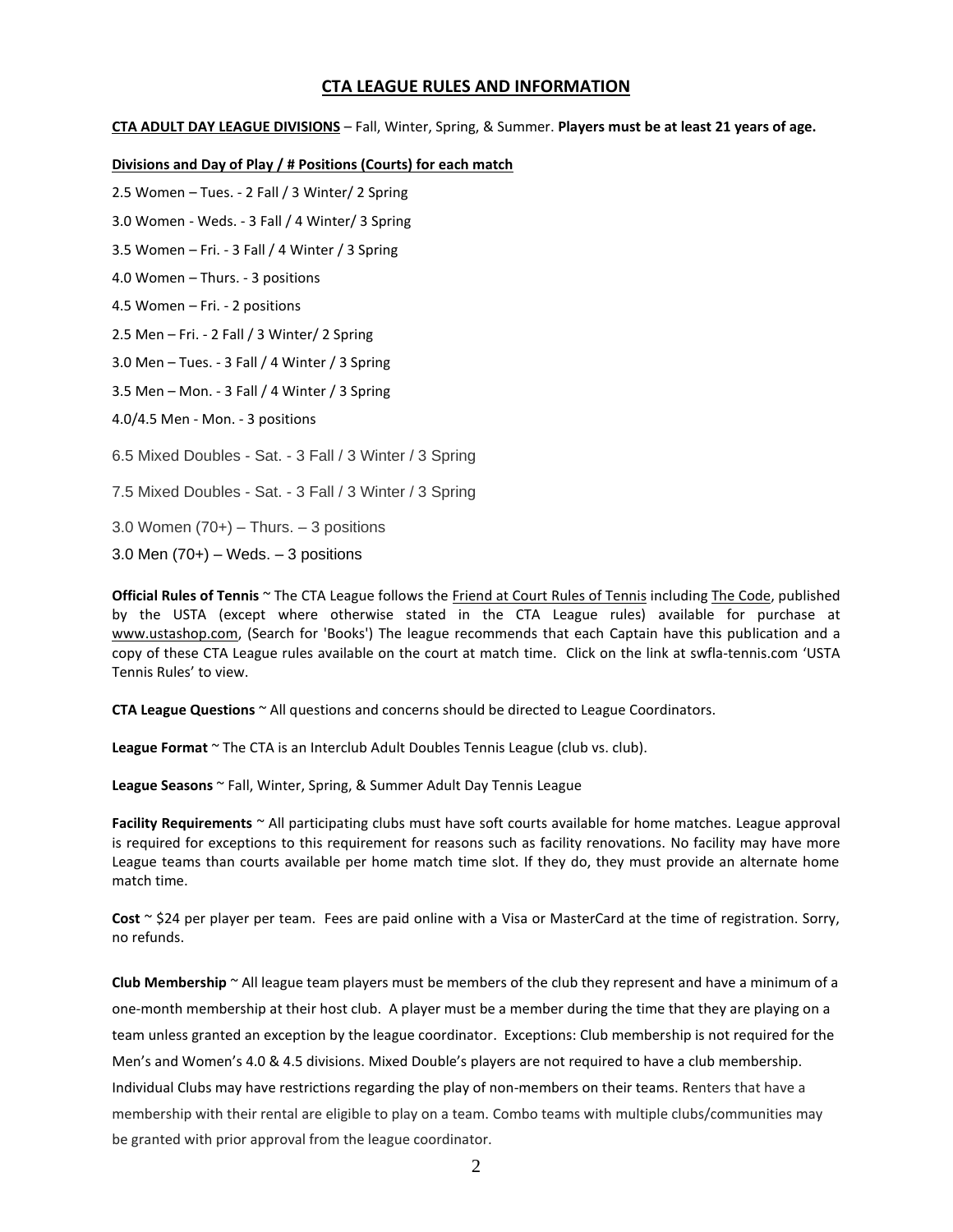# CTA LEAGUE RULES AND INFORMATION

**CTA ADULT DAY LEAGUE DIVISIONS** – Fall, Winter, Spring, & Summer. **Players must be at least 21 years of age.**

**Divisions and Day of Play / # Positions (Courts) for each match**

2.5 Women – Tues. - 2 Fall / 3 Winter/ 2 Spring

3.0 Women - Weds. - 3 Fall / 4 Winter/ 3 Spring

3.5 Women – Fri. - 3 Fall / 4 Winter / 3 Spring

4.0 Women – Thurs. - 3 positions

4.5 Women – Fri. - 2 positions

2.5 Men – Fri. - 2 Fall / 3 Winter/ 2 Spring

3.0 Men – Tues. - 3 Fall / 4 Winter / 3 Spring

3.5 Men – Mon. - 3 Fall / 4 Winter / 3 Spring

4.0/4.5 Men - Mon. - 3 positions

6.5 Mixed Doubles - Sat. - 3 Fall / 3 Winter / 3 Spring

7.5 Mixed Doubles - Sat. - 3 Fall / 3 Winter / 3 Spring

3.0 Women (70+) – Thurs. – 3 positions

3.0 Men (70+) – Weds. – 3 positions

**Official Rules of Tennis** ~ The CTA League follows the Friend at Court Rules of Tennis including The Code, published by the USTA (except where otherwise stated in the CTA League rules) available for purchase at www.ustashop.com, (Search for 'Books') The league recommends that each Captain have this publication and a copy of these CTA League rules available on the court at match time. Click on the link at swfla-tennis.com 'USTA Tennis Rules' to view.

**CTA League Questions** ~ All questions and concerns should be directed to League Coordinators.

**League Format** ~ The CTA is an Interclub Adult Doubles Tennis League (club vs. club).

**League Seasons** ~ Fall, Winter, Spring, & Summer Adult Day Tennis League

**Facility Requirements** ~ All participating clubs must have soft courts available for home matches. League approval is required for exceptions to this requirement for reasons such as facility renovations. No facility may have more League teams than courts available per home match time slot. If they do, they must provide an alternate home match time.

**Cost** ~ $24 per player per team. Fees are paid online with a Visa or MasterCard at the time of registration. Sorry, no refunds.

**Club Membership** ~ All league team players must be members of the club they represent and have a minimum of a one-month membership at their host club. A player must be a member during the time that they are playing on a team unless granted an exception by the league coordinator. Exceptions: Club membership is not required for the Men's and Women's 4.0 & 4.5 divisions. Mixed Double's players are not required to have a club membership. Individual Clubs may have restrictions regarding the play of non-members on their teams. Renters that have a membership with their rental are eligible to play on a team. Combo teams with multiple clubs/communities may be granted with prior approval from the league coordinator.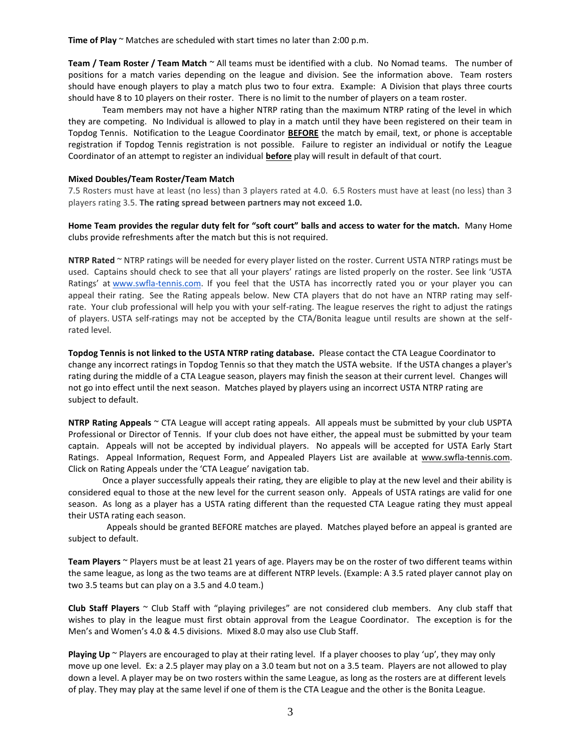**Time of Play** ~ Matches are scheduled with start times no later than 2:00 p.m.

**Team / Team Roster / Team Match** ~ All teams must be identified with a club. No Nomad teams. The number of positions for a match varies depending on the league and division. See the information above. Team rosters should have enough players to play a match plus two to four extra. Example: A Division that plays three courts should have 8 to 10 players on their roster. There is no limit to the number of players on a team roster.

Team members may not have a higher NTRP rating than the maximum NTRP rating of the level in which they are competing. No Individual is allowed to play in a match until they have been registered on their team in Topdog Tennis. Notification to the League Coordinator **BEFORE** the match by email, text, or phone is acceptable registration if Topdog Tennis registration is not possible. Failure to register an individual or notify the League Coordinator of an attempt to register an individual **before** play will result in default of that court.

**Mixed Doubles/Team Roster/Team Match**

7.5 Rosters must have at least (no less) than 3 players rated at 4.0. 6.5 Rosters must have at least (no less) than 3 players rating 3.5. **The rating spread between partners may not exceed 1.0.**

**Home Team provides the regular duty felt for "soft court" balls and access to water for the match.** Many Home clubs provide refreshments after the match but this is not required.

**NTRP Rated** ~ NTRP ratings will be needed for every player listed on the roster. Current USTA NTRP ratings must be used. Captains should check to see that all your players' ratings are listed properly on the roster. See link 'USTA Ratings' at www.swfla-tennis.com. If you feel that the USTA has incorrectly rated you or your player you can appeal their rating. See the Rating appeals below. New CTA players that do not have an NTRP rating may self-rate. Your club professional will help you with your self-rating. The league reserves the right to adjust the ratings of players. USTA self-ratings may not be accepted by the CTA/Bonita league until results are shown at the self-rated level.

**Topdog Tennis is not linked to the USTA NTRP rating database.** Please contact the CTA League Coordinator to change any incorrect ratings in Topdog Tennis so that they match the USTA website. If the USTA changes a player's rating during the middle of a CTA League season, players may finish the season at their current level. Changes will not go into effect until the next season. Matches played by players using an incorrect USTA NTRP rating are subject to default.

**NTRP Rating Appeals** ~ CTA League will accept rating appeals. All appeals must be submitted by your club USPTA Professional or Director of Tennis. If your club does not have either, the appeal must be submitted by your team captain. Appeals will not be accepted by individual players. No appeals will be accepted for USTA Early Start Ratings. Appeal Information, Request Form, and Appealed Players List are available at www.swfla-tennis.com. Click on Rating Appeals under the 'CTA League' navigation tab.

Once a player successfully appeals their rating, they are eligible to play at the new level and their ability is considered equal to those at the new level for the current season only. Appeals of USTA ratings are valid for one season. As long as a player has a USTA rating different than the requested CTA League rating they must appeal their USTA rating each season.

Appeals should be granted BEFORE matches are played. Matches played before an appeal is granted are subject to default.

**Team Players** ~ Players must be at least 21 years of age. Players may be on the roster of two different teams within the same league, as long as the two teams are at different NTRP levels. (Example: A 3.5 rated player cannot play on two 3.5 teams but can play on a 3.5 and 4.0 team.)

**Club Staff Players** ~ Club Staff with "playing privileges" are not considered club members. Any club staff that wishes to play in the league must first obtain approval from the League Coordinator. The exception is for the Men's and Women's 4.0 & 4.5 divisions. Mixed 8.0 may also use Club Staff.

**Playing Up** ~ Players are encouraged to play at their rating level. If a player chooses to play 'up', they may only move up one level. Ex: a 2.5 player may play on a 3.0 team but not on a 3.5 team. Players are not allowed to play down a level. A player may be on two rosters within the same League, as long as the rosters are at different levels of play. They may play at the same level if one of them is the CTA League and the other is the Bonita League.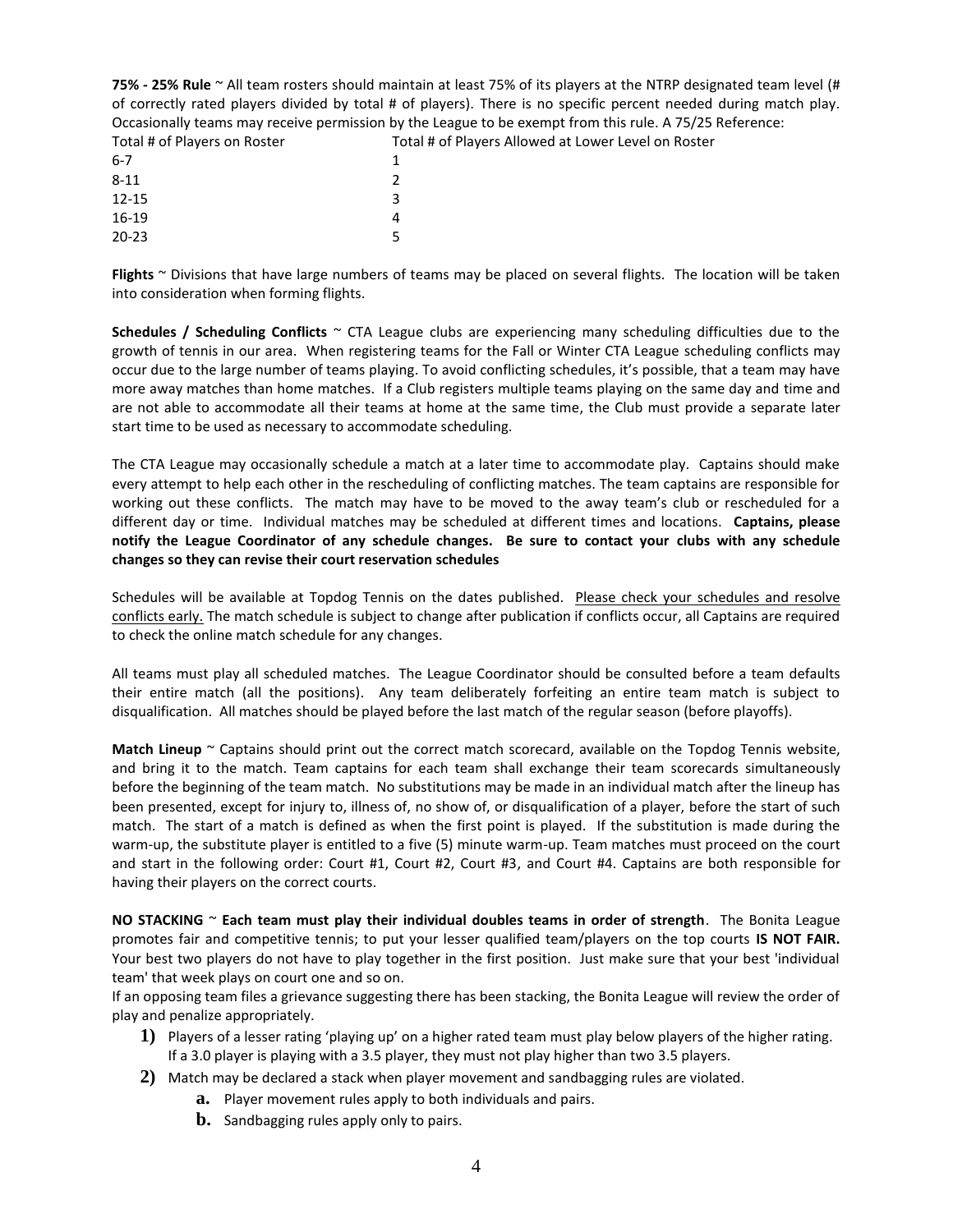**75% - 25% Rule** ~ All team rosters should maintain at least 75% of its players at the NTRP designated team level (# of correctly rated players divided by total # of players). There is no specific percent needed during match play. Occasionally teams may receive permission by the League to be exempt from this rule. A 75/25 Reference:

| Total # of Players on Roster | Total # of Players Allowed at Lower Level on Roster |
|---|---|
| 6-7 | 1 |
| 8-11 | 2 |
| 12-15 | 3 |
| 16-19 | 4 |
| 20-23 | 5 |

**Flights** ~ Divisions that have large numbers of teams may be placed on several flights. The location will be taken into consideration when forming flights.

**Schedules / Scheduling Conflicts** ~ CTA League clubs are experiencing many scheduling difficulties due to the growth of tennis in our area. When registering teams for the Fall or Winter CTA League scheduling conflicts may occur due to the large number of teams playing. To avoid conflicting schedules, it's possible, that a team may have more away matches than home matches. If a Club registers multiple teams playing on the same day and time and are not able to accommodate all their teams at home at the same time, the Club must provide a separate later start time to be used as necessary to accommodate scheduling.

The CTA League may occasionally schedule a match at a later time to accommodate play. Captains should make every attempt to help each other in the rescheduling of conflicting matches. The team captains are responsible for working out these conflicts. The match may have to be moved to the away team's club or rescheduled for a different day or time. Individual matches may be scheduled at different times and locations. **Captains, please notify the League Coordinator of any schedule changes. Be sure to contact your clubs with any schedule changes so they can revise their court reservation schedules**

Schedules will be available at Topdog Tennis on the dates published. Please check your schedules and resolve conflicts early. The match schedule is subject to change after publication if conflicts occur, all Captains are required to check the online match schedule for any changes.

All teams must play all scheduled matches. The League Coordinator should be consulted before a team defaults their entire match (all the positions). Any team deliberately forfeiting an entire team match is subject to disqualification. All matches should be played before the last match of the regular season (before playoffs).

**Match Lineup** ~ Captains should print out the correct match scorecard, available on the Topdog Tennis website, and bring it to the match. Team captains for each team shall exchange their team scorecards simultaneously before the beginning of the team match. No substitutions may be made in an individual match after the lineup has been presented, except for injury to, illness of, no show of, or disqualification of a player, before the start of such match. The start of a match is defined as when the first point is played. If the substitution is made during the warm-up, the substitute player is entitled to a five (5) minute warm-up. Team matches must proceed on the court and start in the following order: Court #1, Court #2, Court #3, and Court #4. Captains are both responsible for having their players on the correct courts.

**NO STACKING** ~ **Each team must play their individual doubles teams in order of strength**. The Bonita League promotes fair and competitive tennis; to put your lesser qualified team/players on the top courts **IS NOT FAIR.** Your best two players do not have to play together in the first position. Just make sure that your best 'individual team' that week plays on court one and so on.

If an opposing team files a grievance suggesting there has been stacking, the Bonita League will review the order of play and penalize appropriately.

1) Players of a lesser rating 'playing up' on a higher rated team must play below players of the higher rating. If a 3.0 player is playing with a 3.5 player, they must not play higher than two 3.5 players.
2) Match may be declared a stack when player movement and sandbagging rules are violated.
    a. Player movement rules apply to both individuals and pairs.
    b. Sandbagging rules apply only to pairs.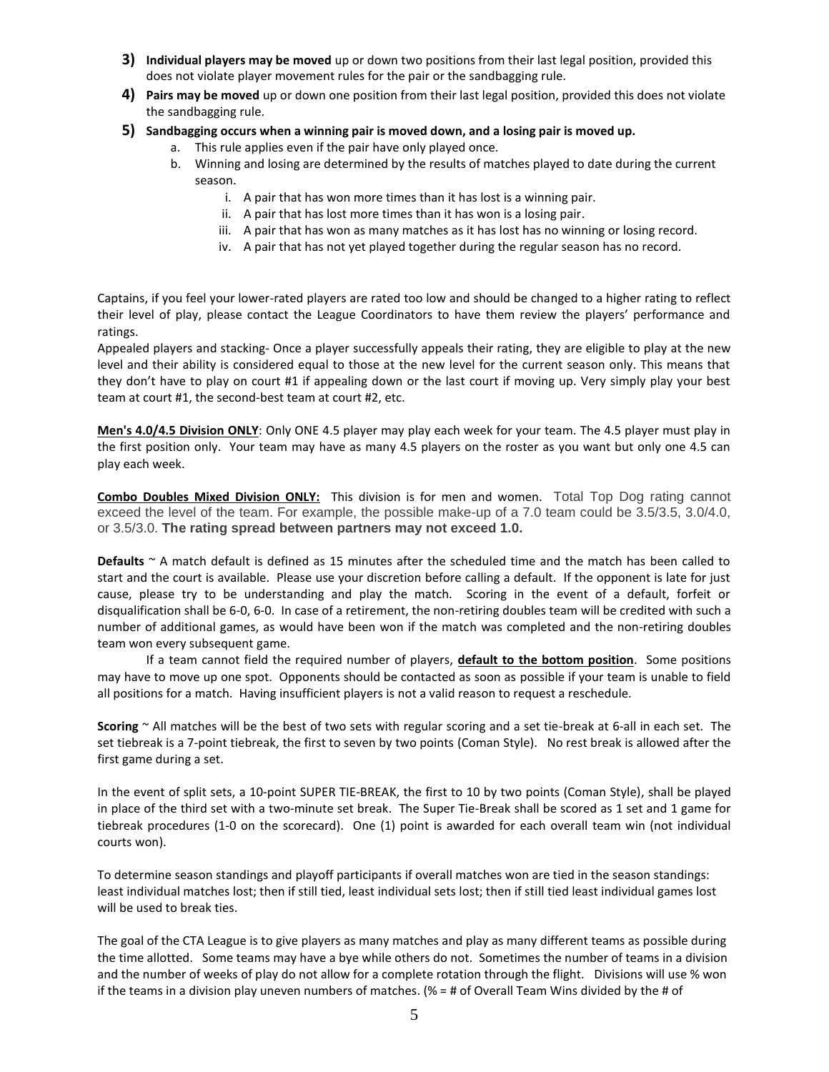3) **Individual players may be moved** up or down two positions from their last legal position, provided this does not violate player movement rules for the pair or the sandbagging rule.

4) **Pairs may be moved** up or down one position from their last legal position, provided this does not violate the sandbagging rule.

5) **Sandbagging occurs when a winning pair is moved down, and a losing pair is moved up.**
   a. This rule applies even if the pair have only played once.
   b. Winning and losing are determined by the results of matches played to date during the current season.
      i. A pair that has won more times than it has lost is a winning pair.
      ii. A pair that has lost more times than it has won is a losing pair.
      iii. A pair that has won as many matches as it has lost has no winning or losing record.
      iv. A pair that has not yet played together during the regular season has no record.

Captains, if you feel your lower-rated players are rated too low and should be changed to a higher rating to reflect their level of play, please contact the League Coordinators to have them review the players' performance and ratings.

Appealed players and stacking- Once a player successfully appeals their rating, they are eligible to play at the new level and their ability is considered equal to those at the new level for the current season only. This means that they don't have to play on court #1 if appealing down or the last court if moving up. Very simply play your best team at court #1, the second-best team at court #2, etc.

**Men's 4.0/4.5 Division ONLY**: Only ONE 4.5 player may play each week for your team. The 4.5 player must play in the first position only. Your team may have as many 4.5 players on the roster as you want but only one 4.5 can play each week.

**Combo Doubles Mixed Division ONLY:** This division is for men and women. Total Top Dog rating cannot exceed the level of the team. For example, the possible make-up of a 7.0 team could be 3.5/3.5, 3.0/4.0, or 3.5/3.0. **The rating spread between partners may not exceed 1.0.**

**Defaults** ~ A match default is defined as 15 minutes after the scheduled time and the match has been called to start and the court is available. Please use your discretion before calling a default. If the opponent is late for just cause, please try to be understanding and play the match. Scoring in the event of a default, forfeit or disqualification shall be 6-0, 6-0. In case of a retirement, the non-retiring doubles team will be credited with such a number of additional games, as would have been won if the match was completed and the non-retiring doubles team won every subsequent game.

If a team cannot field the required number of players, **default to the bottom position**. Some positions may have to move up one spot. Opponents should be contacted as soon as possible if your team is unable to field all positions for a match. Having insufficient players is not a valid reason to request a reschedule.

**Scoring** ~ All matches will be the best of two sets with regular scoring and a set tie-break at 6-all in each set. The set tiebreak is a 7-point tiebreak, the first to seven by two points (Coman Style). No rest break is allowed after the first game during a set.

In the event of split sets, a 10-point SUPER TIE-BREAK, the first to 10 by two points (Coman Style), shall be played in place of the third set with a two-minute set break. The Super Tie-Break shall be scored as 1 set and 1 game for tiebreak procedures (1-0 on the scorecard). One (1) point is awarded for each overall team win (not individual courts won).

To determine season standings and playoff participants if overall matches won are tied in the season standings: least individual matches lost; then if still tied, least individual sets lost; then if still tied least individual games lost will be used to break ties.

The goal of the CTA League is to give players as many matches and play as many different teams as possible during the time allotted. Some teams may have a bye while others do not. Sometimes the number of teams in a division and the number of weeks of play do not allow for a complete rotation through the flight. Divisions will use % won if the teams in a division play uneven numbers of matches. (% = # of Overall Team Wins divided by the # of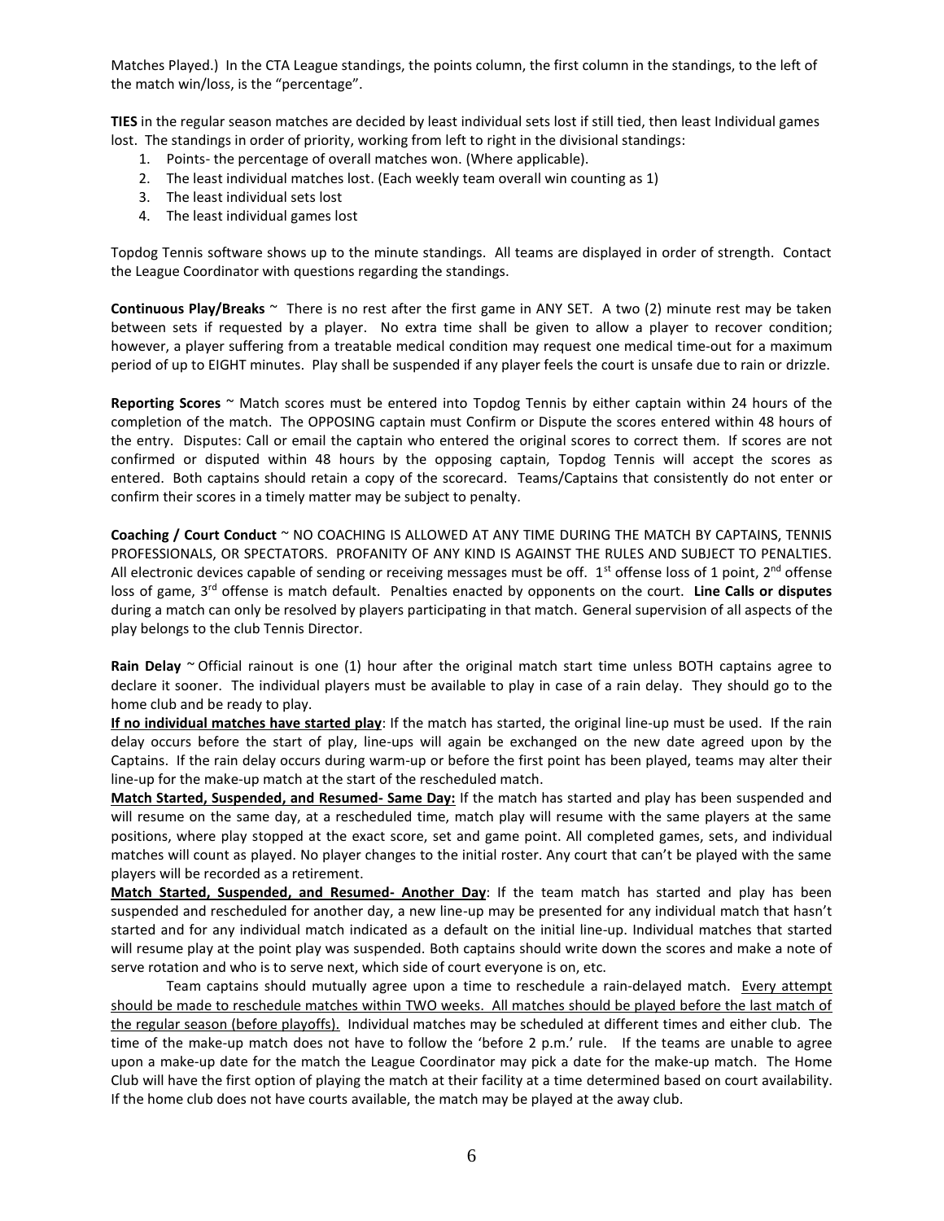Matches Played.) In the CTA League standings, the points column, the first column in the standings, to the left of the match win/loss, is the "percentage".

**TIES** in the regular season matches are decided by least individual sets lost if still tied, then least Individual games lost. The standings in order of priority, working from left to right in the divisional standings:

1. Points- the percentage of overall matches won. (Where applicable).
2. The least individual matches lost. (Each weekly team overall win counting as 1)
3. The least individual sets lost
4. The least individual games lost

Topdog Tennis software shows up to the minute standings. All teams are displayed in order of strength. Contact the League Coordinator with questions regarding the standings.

**Continuous Play/Breaks** ~ There is no rest after the first game in ANY SET. A two (2) minute rest may be taken between sets if requested by a player. No extra time shall be given to allow a player to recover condition; however, a player suffering from a treatable medical condition may request one medical time-out for a maximum period of up to EIGHT minutes. Play shall be suspended if any player feels the court is unsafe due to rain or drizzle.

**Reporting Scores** ~ Match scores must be entered into Topdog Tennis by either captain within 24 hours of the completion of the match. The OPPOSING captain must Confirm or Dispute the scores entered within 48 hours of the entry. Disputes: Call or email the captain who entered the original scores to correct them. If scores are not confirmed or disputed within 48 hours by the opposing captain, Topdog Tennis will accept the scores as entered. Both captains should retain a copy of the scorecard. Teams/Captains that consistently do not enter or confirm their scores in a timely matter may be subject to penalty.

**Coaching / Court Conduct** ~ NO COACHING IS ALLOWED AT ANY TIME DURING THE MATCH BY CAPTAINS, TENNIS PROFESSIONALS, OR SPECTATORS. PROFANITY OF ANY KIND IS AGAINST THE RULES AND SUBJECT TO PENALTIES. All electronic devices capable of sending or receiving messages must be off. 1st offense loss of 1 point, 2nd offense loss of game, 3rd offense is match default. Penalties enacted by opponents on the court. **Line Calls or disputes** during a match can only be resolved by players participating in that match. General supervision of all aspects of the play belongs to the club Tennis Director.

**Rain Delay** ~ Official rainout is one (1) hour after the original match start time unless BOTH captains agree to declare it sooner. The individual players must be available to play in case of a rain delay. They should go to the home club and be ready to play.

**If no individual matches have started play**: If the match has started, the original line-up must be used. If the rain delay occurs before the start of play, line-ups will again be exchanged on the new date agreed upon by the Captains. If the rain delay occurs during warm-up or before the first point has been played, teams may alter their line-up for the make-up match at the start of the rescheduled match.

**Match Started, Suspended, and Resumed- Same Day:** If the match has started and play has been suspended and will resume on the same day, at a rescheduled time, match play will resume with the same players at the same positions, where play stopped at the exact score, set and game point. All completed games, sets, and individual matches will count as played. No player changes to the initial roster. Any court that can't be played with the same players will be recorded as a retirement.

**Match Started, Suspended, and Resumed- Another Day**: If the team match has started and play has been suspended and rescheduled for another day, a new line-up may be presented for any individual match that hasn't started and for any individual match indicated as a default on the initial line-up. Individual matches that started will resume play at the point play was suspended. Both captains should write down the scores and make a note of serve rotation and who is to serve next, which side of court everyone is on, etc.

Team captains should mutually agree upon a time to reschedule a rain-delayed match. Every attempt should be made to reschedule matches within TWO weeks. All matches should be played before the last match of the regular season (before playoffs). Individual matches may be scheduled at different times and either club. The time of the make-up match does not have to follow the 'before 2 p.m.' rule. If the teams are unable to agree upon a make-up date for the match the League Coordinator may pick a date for the make-up match. The Home Club will have the first option of playing the match at their facility at a time determined based on court availability. If the home club does not have courts available, the match may be played at the away club.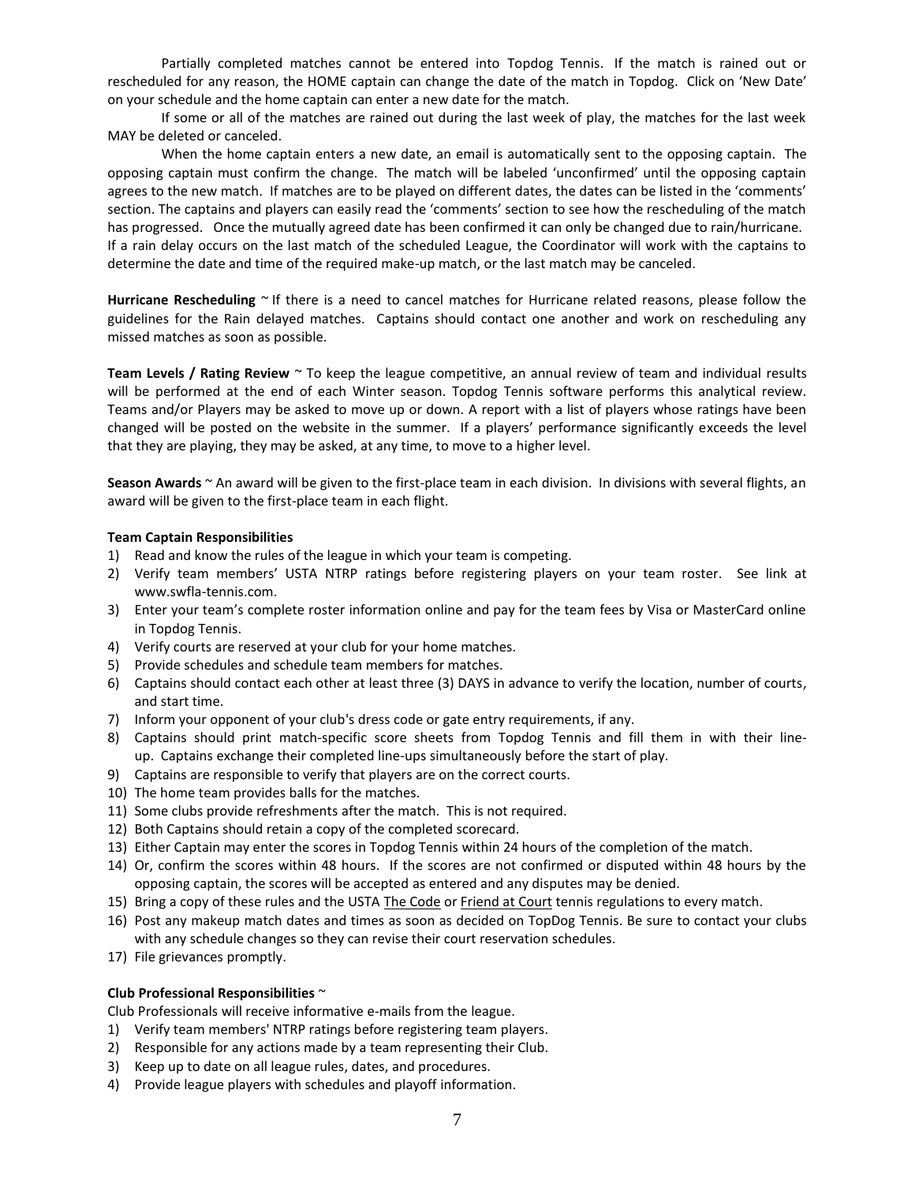Partially completed matches cannot be entered into Topdog Tennis. If the match is rained out or rescheduled for any reason, the HOME captain can change the date of the match in Topdog. Click on 'New Date' on your schedule and the home captain can enter a new date for the match.

If some or all of the matches are rained out during the last week of play, the matches for the last week MAY be deleted or canceled.

When the home captain enters a new date, an email is automatically sent to the opposing captain. The opposing captain must confirm the change. The match will be labeled 'unconfirmed' until the opposing captain agrees to the new match. If matches are to be played on different dates, the dates can be listed in the 'comments' section. The captains and players can easily read the 'comments' section to see how the rescheduling of the match has progressed. Once the mutually agreed date has been confirmed it can only be changed due to rain/hurricane. If a rain delay occurs on the last match of the scheduled League, the Coordinator will work with the captains to determine the date and time of the required make-up match, or the last match may be canceled.

**Hurricane Rescheduling** ~ If there is a need to cancel matches for Hurricane related reasons, please follow the guidelines for the Rain delayed matches. Captains should contact one another and work on rescheduling any missed matches as soon as possible.

**Team Levels / Rating Review** ~ To keep the league competitive, an annual review of team and individual results will be performed at the end of each Winter season. Topdog Tennis software performs this analytical review. Teams and/or Players may be asked to move up or down. A report with a list of players whose ratings have been changed will be posted on the website in the summer. If a players' performance significantly exceeds the level that they are playing, they may be asked, at any time, to move to a higher level.

**Season Awards** ~ An award will be given to the first-place team in each division. In divisions with several flights, an award will be given to the first-place team in each flight.

**Team Captain Responsibilities**

1) Read and know the rules of the league in which your team is competing.
2) Verify team members' USTA NTRP ratings before registering players on your team roster. See link at www.swfla-tennis.com.
3) Enter your team's complete roster information online and pay for the team fees by Visa or MasterCard online in Topdog Tennis.
4) Verify courts are reserved at your club for your home matches.
5) Provide schedules and schedule team members for matches.
6) Captains should contact each other at least three (3) DAYS in advance to verify the location, number of courts, and start time.
7) Inform your opponent of your club's dress code or gate entry requirements, if any.
8) Captains should print match-specific score sheets from Topdog Tennis and fill them in with their line-up. Captains exchange their completed line-ups simultaneously before the start of play.
9) Captains are responsible to verify that players are on the correct courts.
10) The home team provides balls for the matches.
11) Some clubs provide refreshments after the match. This is not required.
12) Both Captains should retain a copy of the completed scorecard.
13) Either Captain may enter the scores in Topdog Tennis within 24 hours of the completion of the match.
14) Or, confirm the scores within 48 hours. If the scores are not confirmed or disputed within 48 hours by the opposing captain, the scores will be accepted as entered and any disputes may be denied.
15) Bring a copy of these rules and the USTA The Code or Friend at Court tennis regulations to every match.
16) Post any makeup match dates and times as soon as decided on TopDog Tennis. Be sure to contact your clubs with any schedule changes so they can revise their court reservation schedules.
17) File grievances promptly.

**Club Professional Responsibilities** ~

Club Professionals will receive informative e-mails from the league.

1) Verify team members' NTRP ratings before registering team players.
2) Responsible for any actions made by a team representing their Club.
3) Keep up to date on all league rules, dates, and procedures.
4) Provide league players with schedules and playoff information.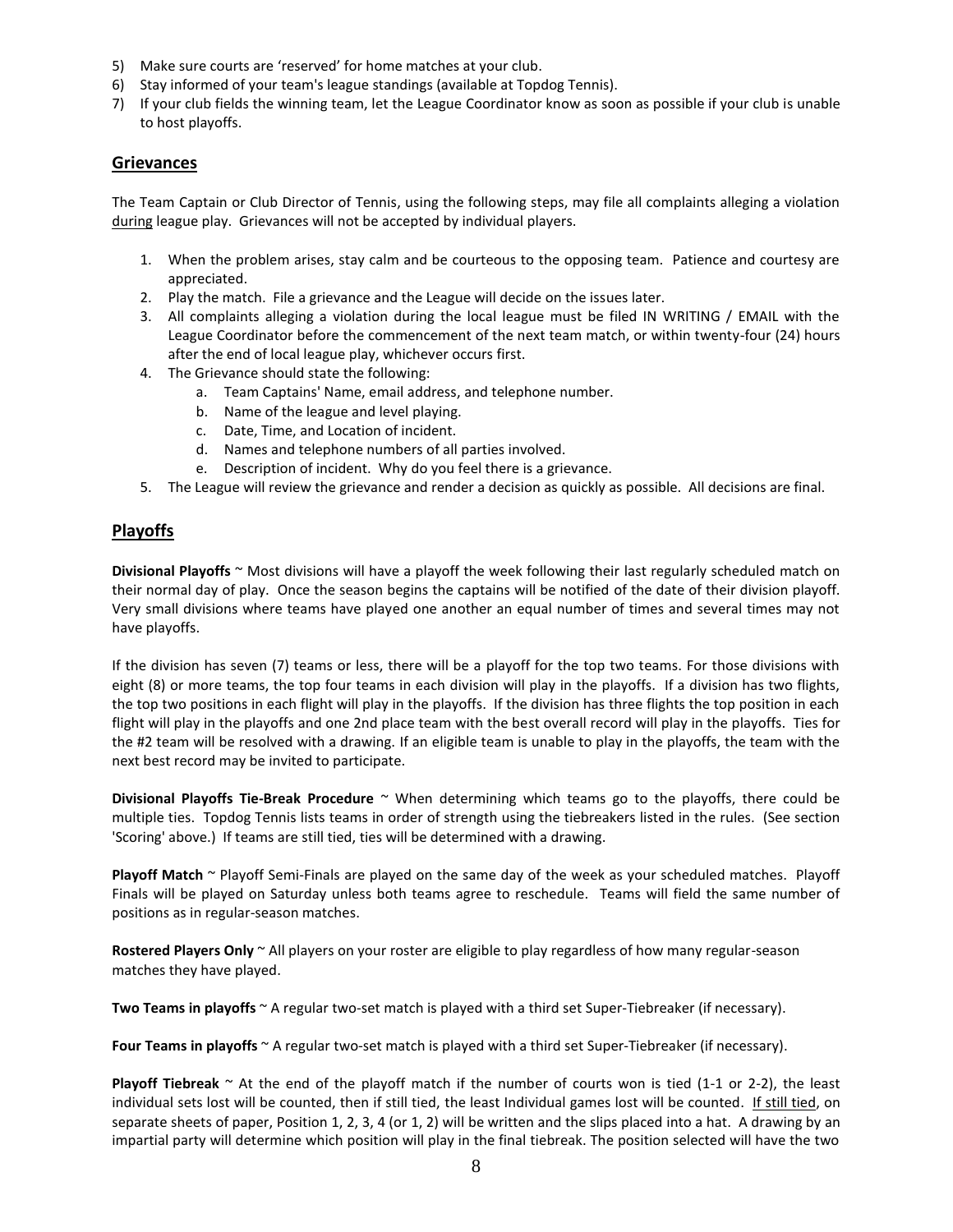5) Make sure courts are 'reserved' for home matches at your club.
6) Stay informed of your team's league standings (available at Topdog Tennis).
7) If your club fields the winning team, let the League Coordinator know as soon as possible if your club is unable to host playoffs.

## Grievances

The Team Captain or Club Director of Tennis, using the following steps, may file all complaints alleging a violation during league play. Grievances will not be accepted by individual players.

1. When the problem arises, stay calm and be courteous to the opposing team. Patience and courtesy are appreciated.
2. Play the match. File a grievance and the League will decide on the issues later.
3. All complaints alleging a violation during the local league must be filed IN WRITING / EMAIL with the League Coordinator before the commencement of the next team match, or within twenty-four (24) hours after the end of local league play, whichever occurs first.
4. The Grievance should state the following:
   a. Team Captains' Name, email address, and telephone number.
   b. Name of the league and level playing.
   c. Date, Time, and Location of incident.
   d. Names and telephone numbers of all parties involved.
   e. Description of incident. Why do you feel there is a grievance.
5. The League will review the grievance and render a decision as quickly as possible. All decisions are final.

## Playoffs

**Divisional Playoffs** ~ Most divisions will have a playoff the week following their last regularly scheduled match on their normal day of play. Once the season begins the captains will be notified of the date of their division playoff. Very small divisions where teams have played one another an equal number of times and several times may not have playoffs.

If the division has seven (7) teams or less, there will be a playoff for the top two teams. For those divisions with eight (8) or more teams, the top four teams in each division will play in the playoffs. If a division has two flights, the top two positions in each flight will play in the playoffs. If the division has three flights the top position in each flight will play in the playoffs and one 2nd place team with the best overall record will play in the playoffs. Ties for the #2 team will be resolved with a drawing. If an eligible team is unable to play in the playoffs, the team with the next best record may be invited to participate.

**Divisional Playoffs Tie-Break Procedure** ~ When determining which teams go to the playoffs, there could be multiple ties. Topdog Tennis lists teams in order of strength using the tiebreakers listed in the rules. (See section 'Scoring' above.) If teams are still tied, ties will be determined with a drawing.

**Playoff Match** ~ Playoff Semi-Finals are played on the same day of the week as your scheduled matches. Playoff Finals will be played on Saturday unless both teams agree to reschedule. Teams will field the same number of positions as in regular-season matches.

**Rostered Players Only** ~ All players on your roster are eligible to play regardless of how many regular-season matches they have played.

**Two Teams in playoffs** ~ A regular two-set match is played with a third set Super-Tiebreaker (if necessary).

**Four Teams in playoffs** ~ A regular two-set match is played with a third set Super-Tiebreaker (if necessary).

**Playoff Tiebreak** ~ At the end of the playoff match if the number of courts won is tied (1-1 or 2-2), the least individual sets lost will be counted, then if still tied, the least Individual games lost will be counted. If still tied, on separate sheets of paper, Position 1, 2, 3, 4 (or 1, 2) will be written and the slips placed into a hat. A drawing by an impartial party will determine which position will play in the final tiebreak. The position selected will have the two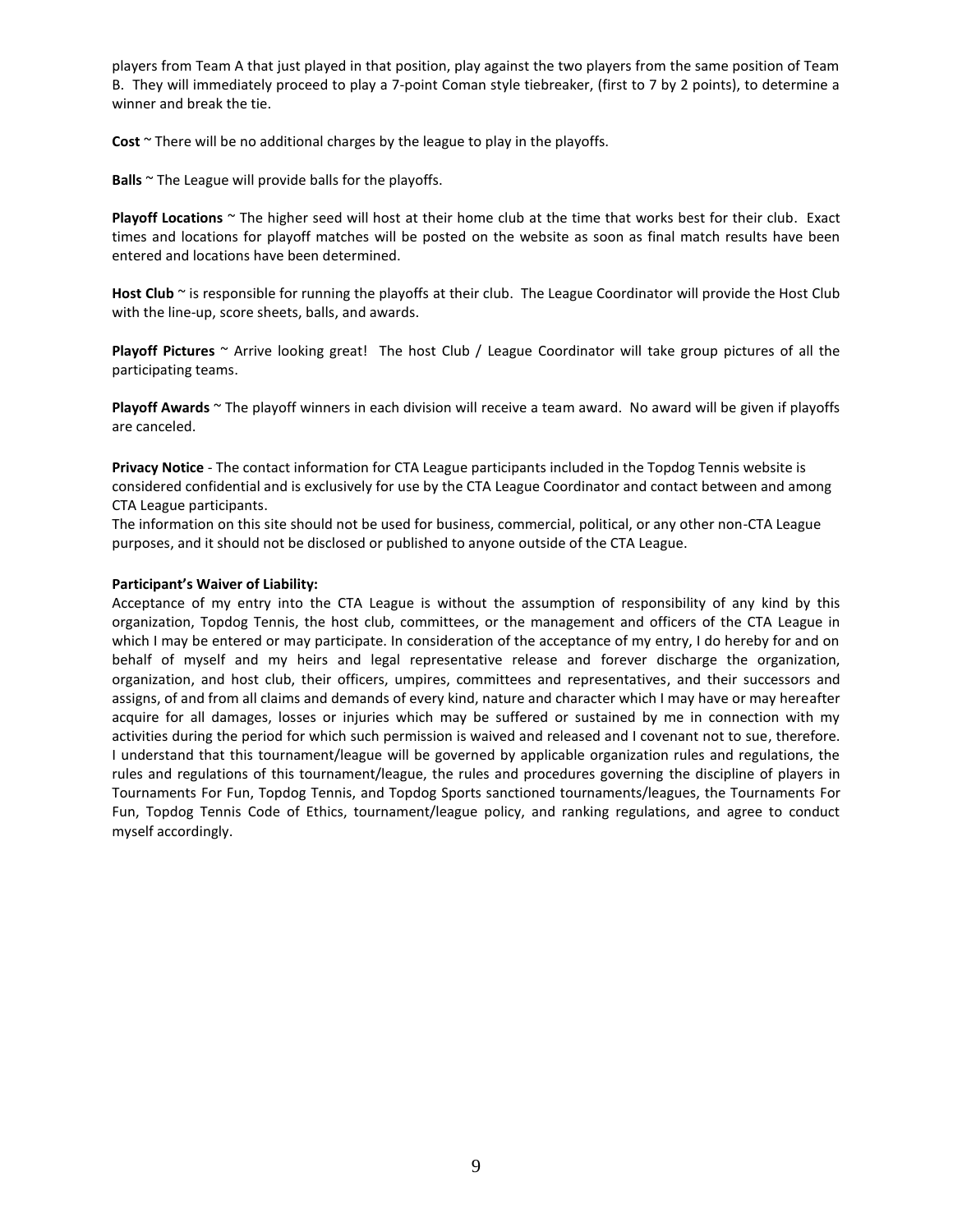players from Team A that just played in that position, play against the two players from the same position of Team B. They will immediately proceed to play a 7-point Coman style tiebreaker, (first to 7 by 2 points), to determine a winner and break the tie.

**Cost** ~ There will be no additional charges by the league to play in the playoffs.

**Balls** ~ The League will provide balls for the playoffs.

**Playoff Locations** ~ The higher seed will host at their home club at the time that works best for their club. Exact times and locations for playoff matches will be posted on the website as soon as final match results have been entered and locations have been determined.

**Host Club** ~ is responsible for running the playoffs at their club. The League Coordinator will provide the Host Club with the line-up, score sheets, balls, and awards.

**Playoff Pictures** ~ Arrive looking great! The host Club / League Coordinator will take group pictures of all the participating teams.

**Playoff Awards** ~ The playoff winners in each division will receive a team award. No award will be given if playoffs are canceled.

**Privacy Notice** - The contact information for CTA League participants included in the Topdog Tennis website is considered confidential and is exclusively for use by the CTA League Coordinator and contact between and among CTA League participants.
The information on this site should not be used for business, commercial, political, or any other non-CTA League purposes, and it should not be disclosed or published to anyone outside of the CTA League.

**Participant's Waiver of Liability:**
Acceptance of my entry into the CTA League is without the assumption of responsibility of any kind by this organization, Topdog Tennis, the host club, committees, or the management and officers of the CTA League in which I may be entered or may participate. In consideration of the acceptance of my entry, I do hereby for and on behalf of myself and my heirs and legal representative release and forever discharge the organization, organization, and host club, their officers, umpires, committees and representatives, and their successors and assigns, of and from all claims and demands of every kind, nature and character which I may have or may hereafter acquire for all damages, losses or injuries which may be suffered or sustained by me in connection with my activities during the period for which such permission is waived and released and I covenant not to sue, therefore. I understand that this tournament/league will be governed by applicable organization rules and regulations, the rules and regulations of this tournament/league, the rules and procedures governing the discipline of players in Tournaments For Fun, Topdog Tennis, and Topdog Sports sanctioned tournaments/leagues, the Tournaments For Fun, Topdog Tennis Code of Ethics, tournament/league policy, and ranking regulations, and agree to conduct myself accordingly.